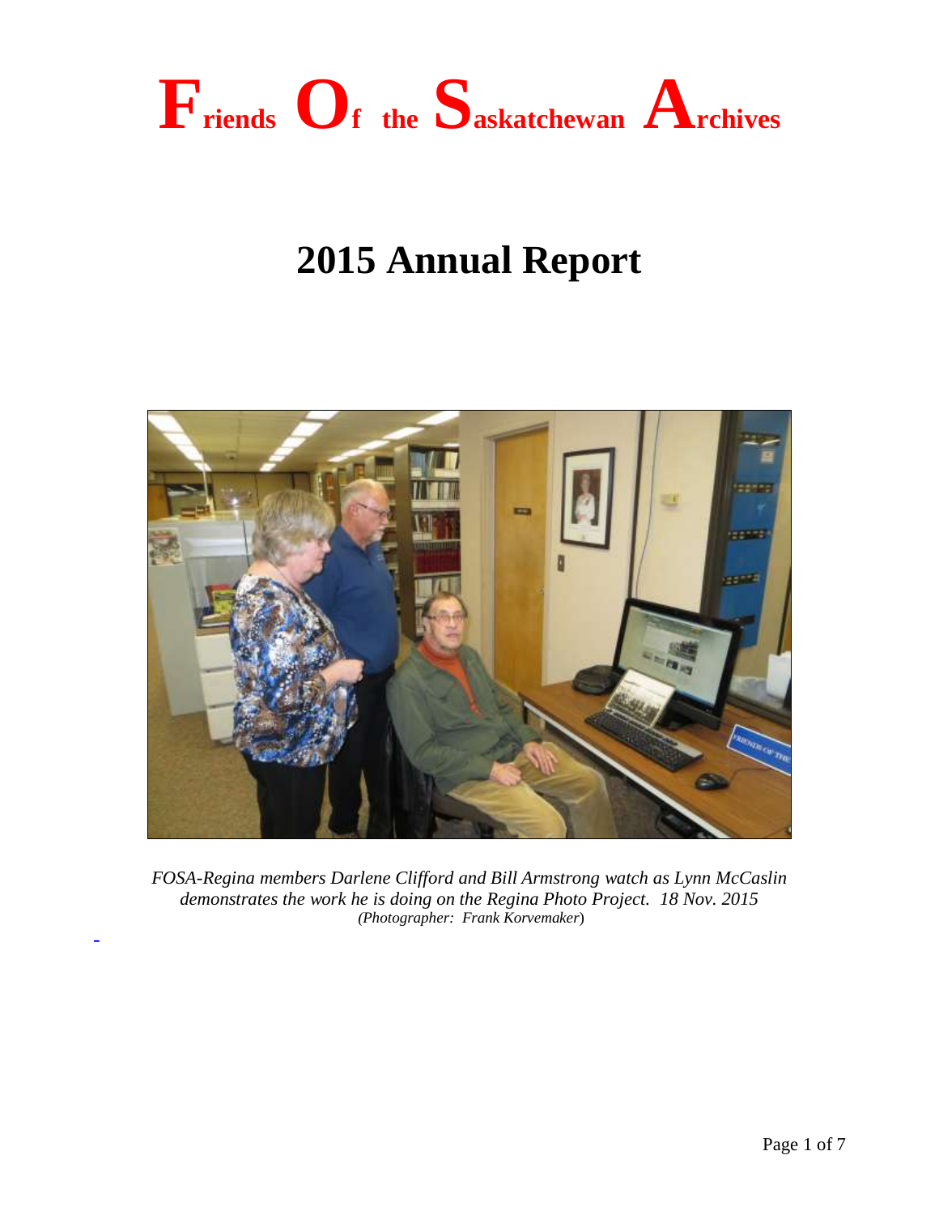# Friends Of the Saskatchewan Archives

# 2015 Annual Report

*FOSA-Regina members Darlene Clifford and Bill Armstrong watch as Lynn McCaslin demonstrates the work he is doing on the Regina Photo Project. 18 Nov. 2015*
*(Photographer: Frank Korvemaker)*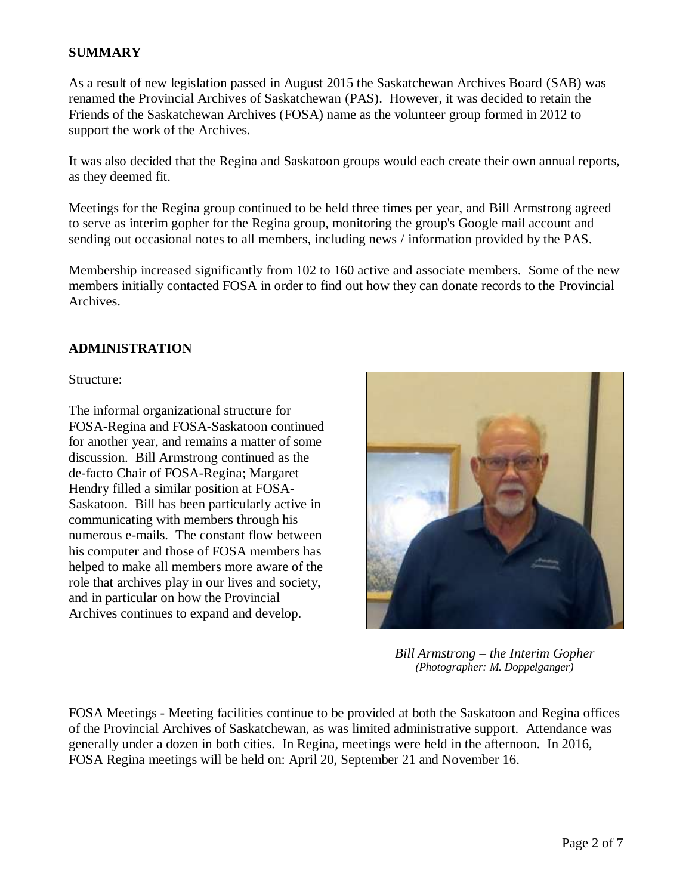## SUMMARY

As a result of new legislation passed in August 2015 the Saskatchewan Archives Board (SAB) was renamed the Provincial Archives of Saskatchewan (PAS). However, it was decided to retain the Friends of the Saskatchewan Archives (FOSA) name as the volunteer group formed in 2012 to support the work of the Archives.

It was also decided that the Regina and Saskatoon groups would each create their own annual reports, as they deemed fit.

Meetings for the Regina group continued to be held three times per year, and Bill Armstrong agreed to serve as interim gopher for the Regina group, monitoring the group's Google mail account and sending out occasional notes to all members, including news / information provided by the PAS.

Membership increased significantly from 102 to 160 active and associate members. Some of the new members initially contacted FOSA in order to find out how they can donate records to the Provincial Archives.

## ADMINISTRATION

Structure:

The informal organizational structure for FOSA-Regina and FOSA-Saskatoon continued for another year, and remains a matter of some discussion. Bill Armstrong continued as the de-facto Chair of FOSA-Regina; Margaret Hendry filled a similar position at FOSA-Saskatoon. Bill has been particularly active in communicating with members through his numerous e-mails. The constant flow between his computer and those of FOSA members has helped to make all members more aware of the role that archives play in our lives and society, and in particular on how the Provincial Archives continues to expand and develop.

*Bill Armstrong – the Interim Gopher*
*(Photographer: M. Doppelganger)*

FOSA Meetings - Meeting facilities continue to be provided at both the Saskatoon and Regina offices of the Provincial Archives of Saskatchewan, as was limited administrative support. Attendance was generally under a dozen in both cities. In Regina, meetings were held in the afternoon. In 2016, FOSA Regina meetings will be held on: April 20, September 21 and November 16.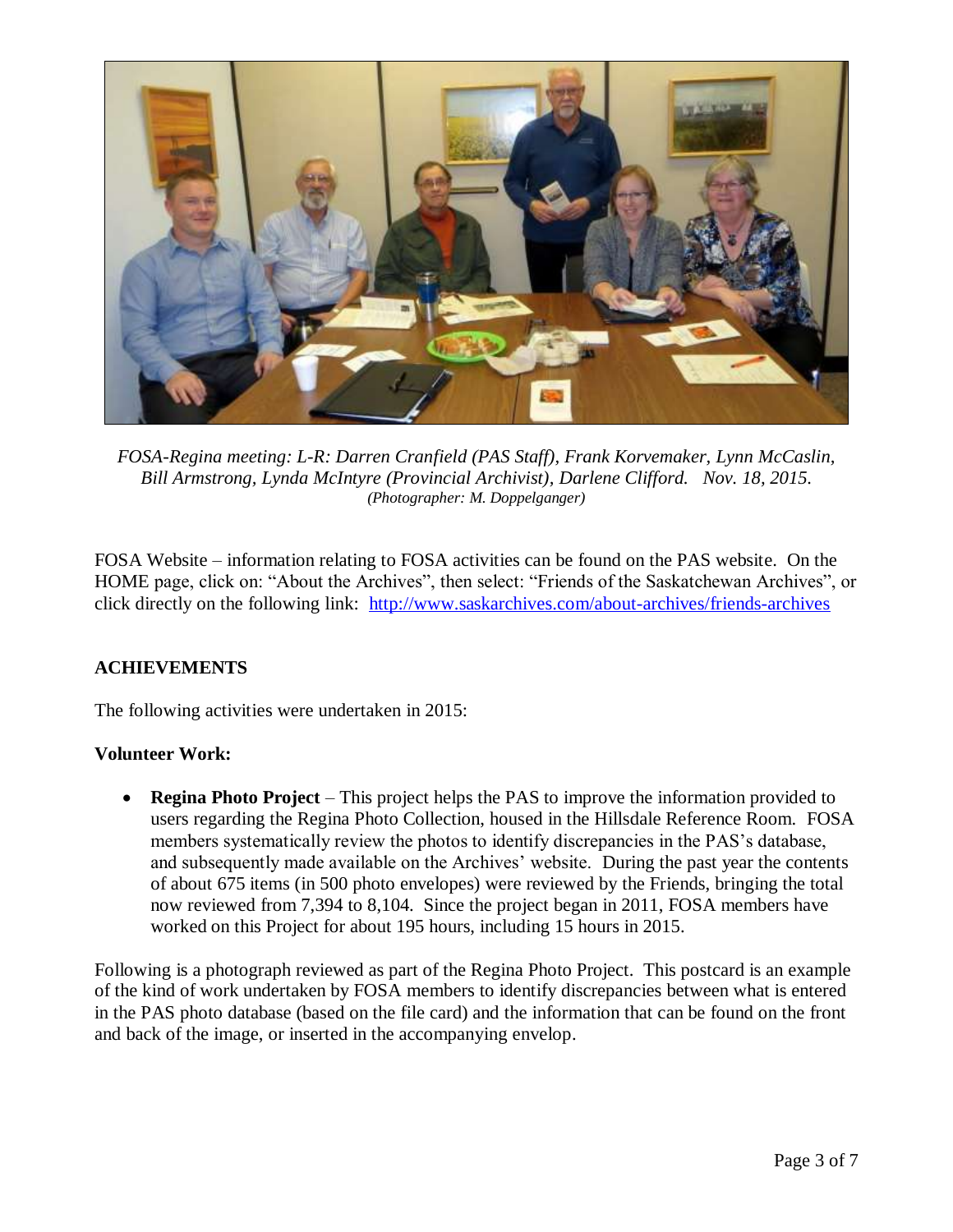*FOSA-Regina meeting: L-R: Darren Cranfield (PAS Staff), Frank Korvemaker, Lynn McCaslin, Bill Armstrong, Lynda McIntyre (Provincial Archivist), Darlene Clifford. Nov. 18, 2015.*
*(Photographer: M. Doppelganger)*

FOSA Website – information relating to FOSA activities can be found on the PAS website. On the HOME page, click on: "About the Archives", then select: "Friends of the Saskatchewan Archives", or click directly on the following link: [http://www.saskarchives.com/about-archives/friends-archives](http://www.saskarchives.com/about-archives/friends-archives)

## ACHIEVEMENTS

The following activities were undertaken in 2015:

### Volunteer Work:

- **Regina Photo Project** – This project helps the PAS to improve the information provided to users regarding the Regina Photo Collection, housed in the Hillsdale Reference Room. FOSA members systematically review the photos to identify discrepancies in the PAS's database, and subsequently made available on the Archives' website. During the past year the contents of about 675 items (in 500 photo envelopes) were reviewed by the Friends, bringing the total now reviewed from 7,394 to 8,104. Since the project began in 2011, FOSA members have worked on this Project for about 195 hours, including 15 hours in 2015.

Following is a photograph reviewed as part of the Regina Photo Project. This postcard is an example of the kind of work undertaken by FOSA members to identify discrepancies between what is entered in the PAS photo database (based on the file card) and the information that can be found on the front and back of the image, or inserted in the accompanying envelop.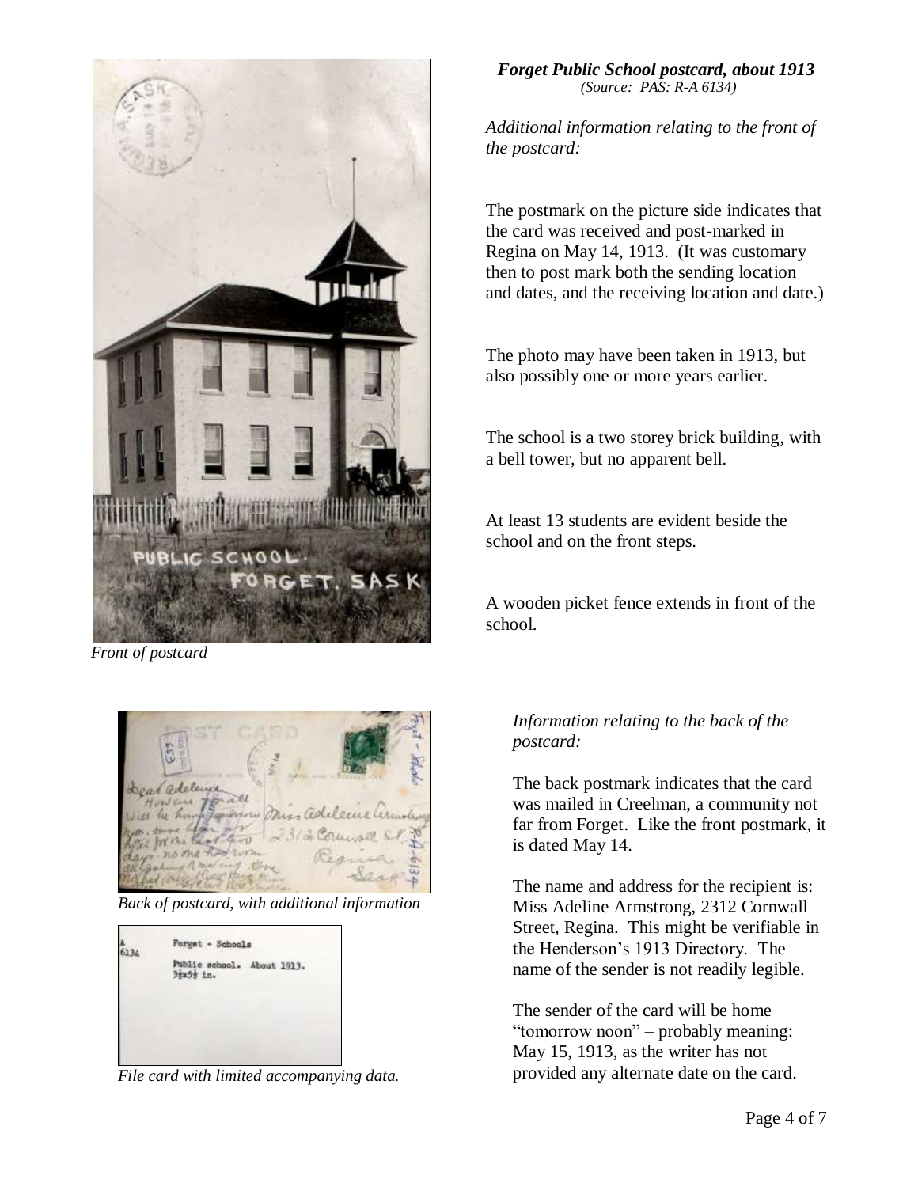***Forget Public School postcard, about 1913***
*(Source: PAS: R-A 6134)*

*Additional information relating to the front of the postcard:*

The postmark on the picture side indicates that the card was received and post-marked in Regina on May 14, 1913. (It was customary then to post mark both the sending location and dates, and the receiving location and date.)

The photo may have been taken in 1913, but also possibly one or more years earlier.

The school is a two storey brick building, with a bell tower, but no apparent bell.

At least 13 students are evident beside the school and on the front steps.

A wooden picket fence extends in front of the school.

*Front of postcard*

*Back of postcard, with additional information*

*File card with limited accompanying data.*

*Information relating to the back of the postcard:*

The back postmark indicates that the card was mailed in Creelman, a community not far from Forget. Like the front postmark, it is dated May 14.

The name and address for the recipient is: Miss Adeline Armstrong, 2312 Cornwall Street, Regina. This might be verifiable in the Henderson's 1913 Directory. The name of the sender is not readily legible.

The sender of the card will be home "tomorrow noon" – probably meaning: May 15, 1913, as the writer has not provided any alternate date on the card.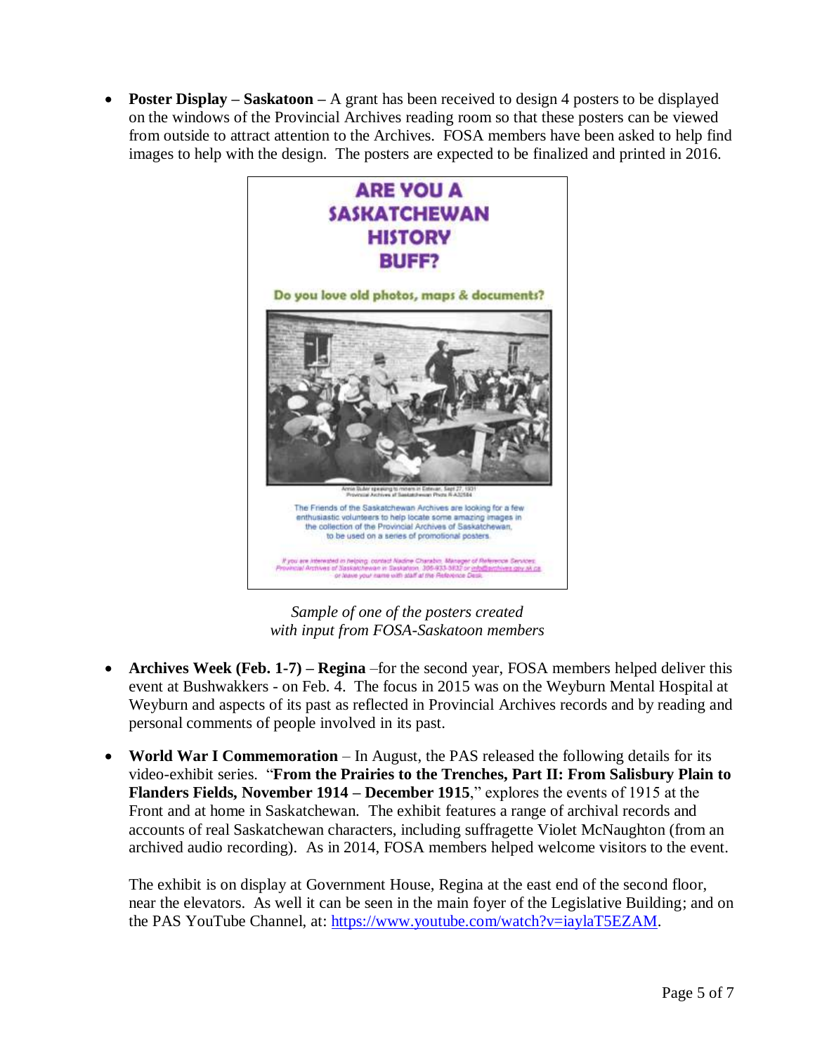- **Poster Display – Saskatoon –** A grant has been received to design 4 posters to be displayed on the windows of the Provincial Archives reading room so that these posters can be viewed from outside to attract attention to the Archives. FOSA members have been asked to help find images to help with the design. The posters are expected to be finalized and printed in 2016.

ARE YOU A SASKATCHEWAN HISTORY BUFF?

Do you love old photos, maps & documents?

Annie Buller speaking to miners in Estevan, Sept 27, 1931
Provincial Archives of Saskatchewan Photo R-A32584

The Friends of the Saskatchewan Archives are looking for a few enthusiastic volunteers to help locate some amazing images in the collection of the Provincial Archives of Saskatchewan, to be used on a series of promotional posters.

If you are interested in helping, contact Nadine Charabin, Manager of Reference Services, Provincial Archives of Saskatchewan in Saskatoon, 306-933-5832 or info@archives.gov.sk.ca or leave your name with staff at the Reference Desk.

*Sample of one of the posters created with input from FOSA-Saskatoon members*

- **Archives Week (Feb. 1-7) – Regina** –for the second year, FOSA members helped deliver this event at Bushwakkers - on Feb. 4. The focus in 2015 was on the Weyburn Mental Hospital at Weyburn and aspects of its past as reflected in Provincial Archives records and by reading and personal comments of people involved in its past.

- **World War I Commemoration** – In August, the PAS released the following details for its video-exhibit series. "**From the Prairies to the Trenches, Part II: From Salisbury Plain to Flanders Fields, November 1914 – December 1915**," explores the events of 1915 at the Front and at home in Saskatchewan. The exhibit features a range of archival records and accounts of real Saskatchewan characters, including suffragette Violet McNaughton (from an archived audio recording). As in 2014, FOSA members helped welcome visitors to the event.

  The exhibit is on display at Government House, Regina at the east end of the second floor, near the elevators. As well it can be seen in the main foyer of the Legislative Building; and on the PAS YouTube Channel, at: https://www.youtube.com/watch?v=iaylaT5EZAM.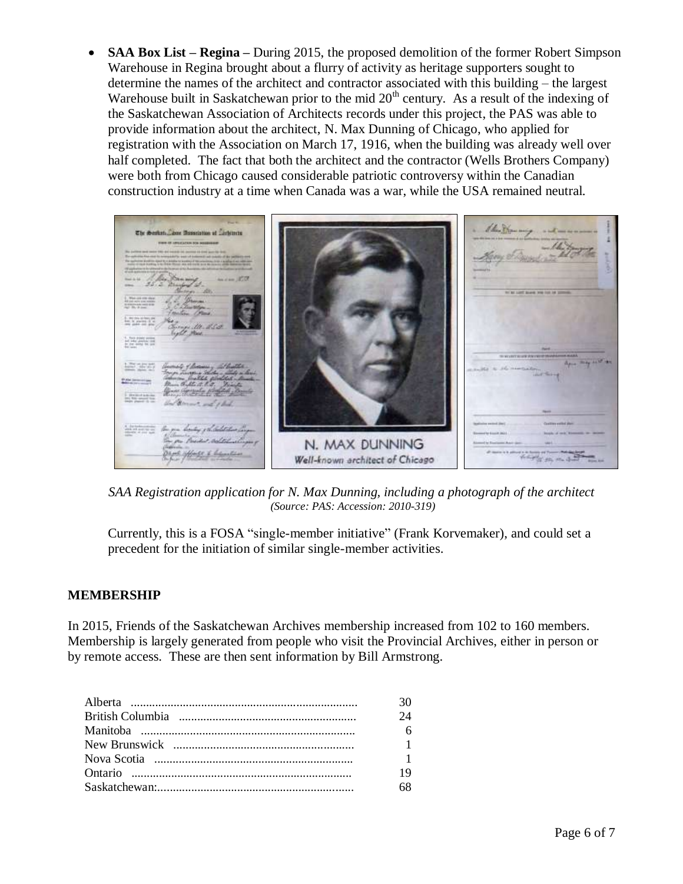- **SAA Box List – Regina –** During 2015, the proposed demolition of the former Robert Simpson Warehouse in Regina brought about a flurry of activity as heritage supporters sought to determine the names of the architect and contractor associated with this building – the largest Warehouse built in Saskatchewan prior to the mid 20th century. As a result of the indexing of the Saskatchewan Association of Architects records under this project, the PAS was able to provide information about the architect, N. Max Dunning of Chicago, who applied for registration with the Association on March 17, 1916, when the building was already well over half completed. The fact that both the architect and the contractor (Wells Brothers Company) were both from Chicago caused considerable patriotic controversy within the Canadian construction industry at a time when Canada was a war, while the USA remained neutral.

*SAA Registration application for N. Max Dunning, including a photograph of the architect*
*(Source: PAS: Accession: 2010-319)*

Currently, this is a FOSA "single-member initiative" (Frank Korvemaker), and could set a precedent for the initiation of similar single-member activities.

## MEMBERSHIP

In 2015, Friends of the Saskatchewan Archives membership increased from 102 to 160 members. Membership is largely generated from people who visit the Provincial Archives, either in person or by remote access. These are then sent information by Bill Armstrong.

| | |
|---|---|
| Alberta | 30 |
| British Columbia | 24 |
| Manitoba | 6 |
| New Brunswick | 1 |
| Nova Scotia | 1 |
| Ontario | 19 |
| Saskatchewan: | 68 |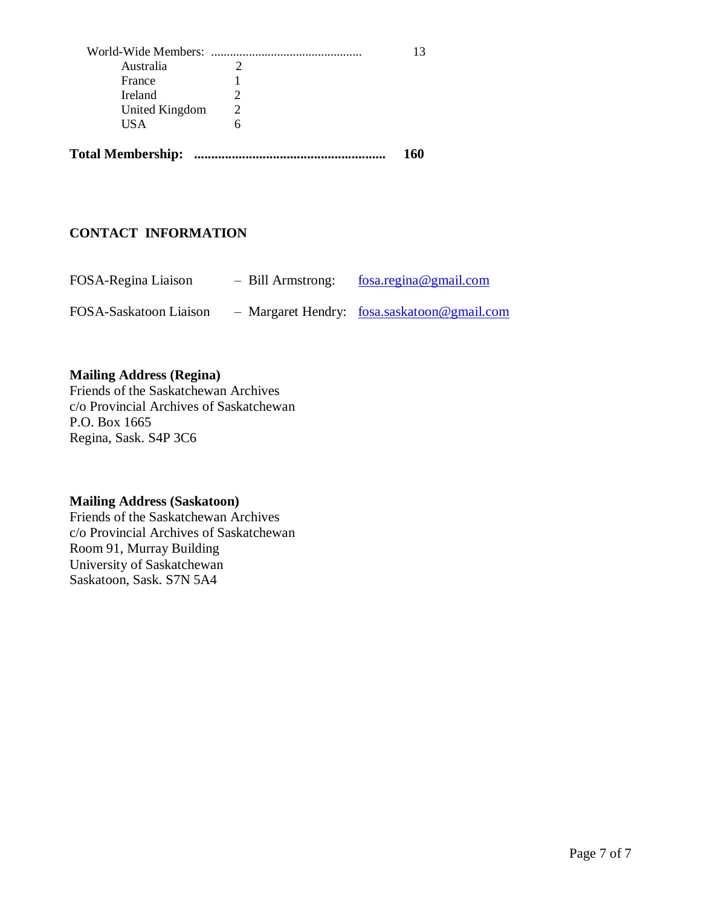World-Wide Members: ............................................... 13

| | |
|---|---|
| Australia | 2 |
| France | 1 |
| Ireland | 2 |
| United Kingdom | 2 |
| USA | 6 |

**Total Membership: ....................................................... 160**

## CONTACT INFORMATION

FOSA-Regina Liaison – Bill Armstrong: fosa.regina@gmail.com

FOSA-Saskatoon Liaison – Margaret Hendry: fosa.saskatoon@gmail.com

**Mailing Address (Regina)**
Friends of the Saskatchewan Archives
c/o Provincial Archives of Saskatchewan
P.O. Box 1665
Regina, Sask. S4P 3C6

**Mailing Address (Saskatoon)**
Friends of the Saskatchewan Archives
c/o Provincial Archives of Saskatchewan
Room 91, Murray Building
University of Saskatchewan
Saskatoon, Sask. S7N 5A4